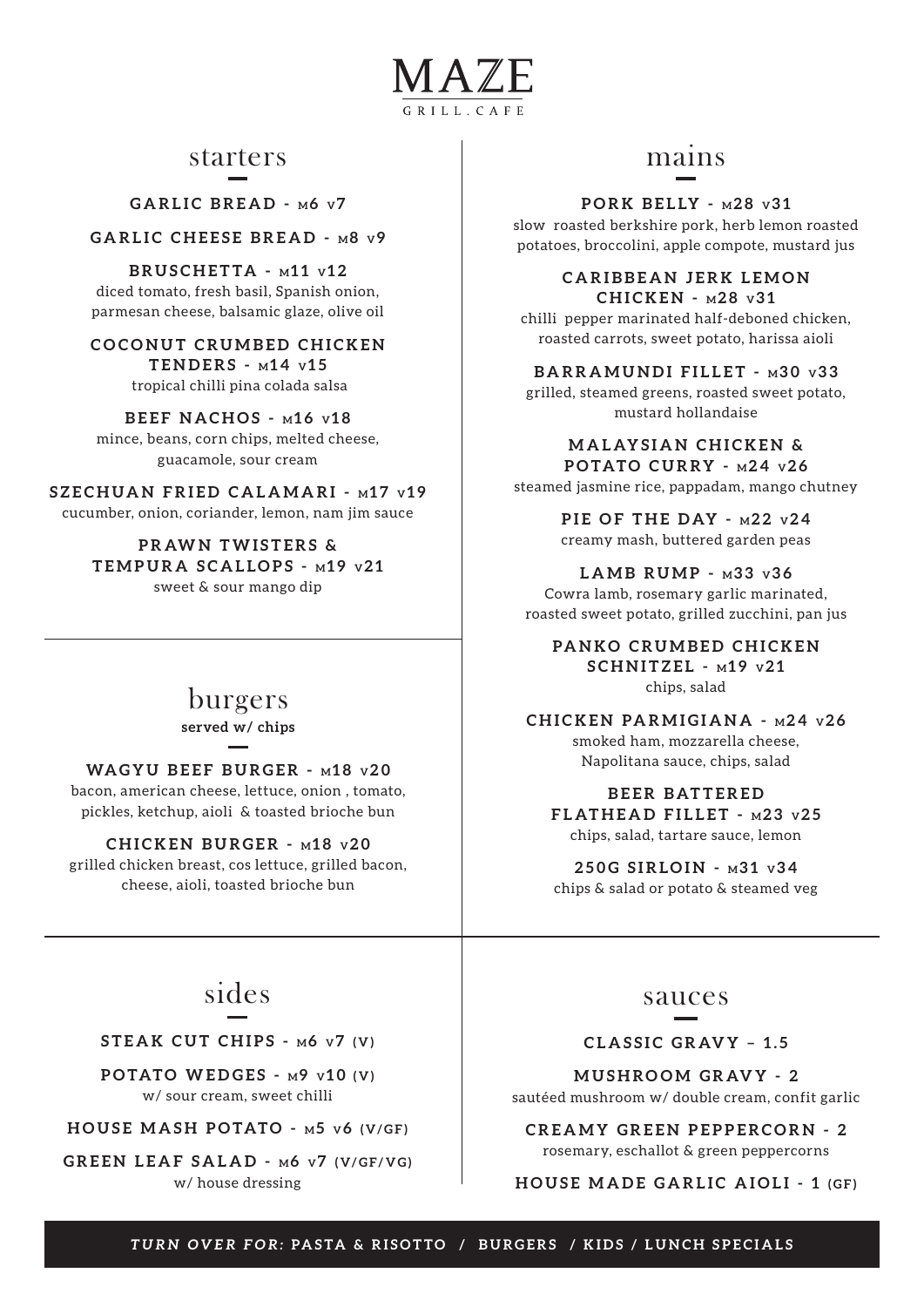# MAZE

GRILL.CAFE

## starters

**GARLIC BREAD - M6 V7**

**GARLIC CHEESE BREAD - M8 V9**

**BRUSCHETTA - M11 V12**
diced tomato, fresh basil, Spanish onion, parmesan cheese, balsamic glaze, olive oil

**COCONUT CRUMBED CHICKEN TENDERS - M14 V15**
tropical chilli pina colada salsa

**BEEF NACHOS - M16 V18**
mince, beans, corn chips, melted cheese, guacamole, sour cream

**SZECHUAN FRIED CALAMARI - M17 V19**
cucumber, onion, coriander, lemon, nam jim sauce

**PRAWN TWISTERS & TEMPURA SCALLOPS - M19 V21**
sweet & sour mango dip

## burgers

**served w/ chips**

**WAGYU BEEF BURGER - M18 V20**
bacon, american cheese, lettuce, onion , tomato, pickles, ketchup, aioli & toasted brioche bun

**CHICKEN BURGER - M18 V20**
grilled chicken breast, cos lettuce, grilled bacon, cheese, aioli, toasted brioche bun

## mains

**PORK BELLY - M28 V31**
slow roasted berkshire pork, herb lemon roasted potatoes, broccolini, apple compote, mustard jus

**CARIBBEAN JERK LEMON CHICKEN - M28 V31**
chilli pepper marinated half-deboned chicken, roasted carrots, sweet potato, harissa aioli

**BARRAMUNDI FILLET - M30 V33**
grilled, steamed greens, roasted sweet potato, mustard hollandaise

**MALAYSIAN CHICKEN & POTATO CURRY - M24 V26**
steamed jasmine rice, pappadam, mango chutney

**PIE OF THE DAY - M22 V24**
creamy mash, buttered garden peas

**LAMB RUMP - M33 V36**
Cowra lamb, rosemary garlic marinated, roasted sweet potato, grilled zucchini, pan jus

**PANKO CRUMBED CHICKEN SCHNITZEL - M19 V21**
chips, salad

**CHICKEN PARMIGIANA - M24 V26**
smoked ham, mozzarella cheese, Napolitana sauce, chips, salad

**BEER BATTERED FLATHEAD FILLET - M23 V25**
chips, salad, tartare sauce, lemon

**250G SIRLOIN - M31 V34**
chips & salad or potato & steamed veg

## sides

**STEAK CUT CHIPS - M6 V7 (V)**

**POTATO WEDGES - M9 V10 (V)**
w/ sour cream, sweet chilli

**HOUSE MASH POTATO - M5 V6 (V/GF)**

**GREEN LEAF SALAD - M6 V7 (V/GF/VG)**
w/ house dressing

## sauces

**CLASSIC GRAVY – 1.5**

**MUSHROOM GRAVY - 2**
sautéed mushroom w/ double cream, confit garlic

**CREAMY GREEN PEPPERCORN - 2**
rosemary, eschallot & green peppercorns

**HOUSE MADE GARLIC AIOLI - 1 (GF)**

***TURN OVER FOR:* PASTA & RISOTTO / BURGERS / KIDS / LUNCH SPECIALS**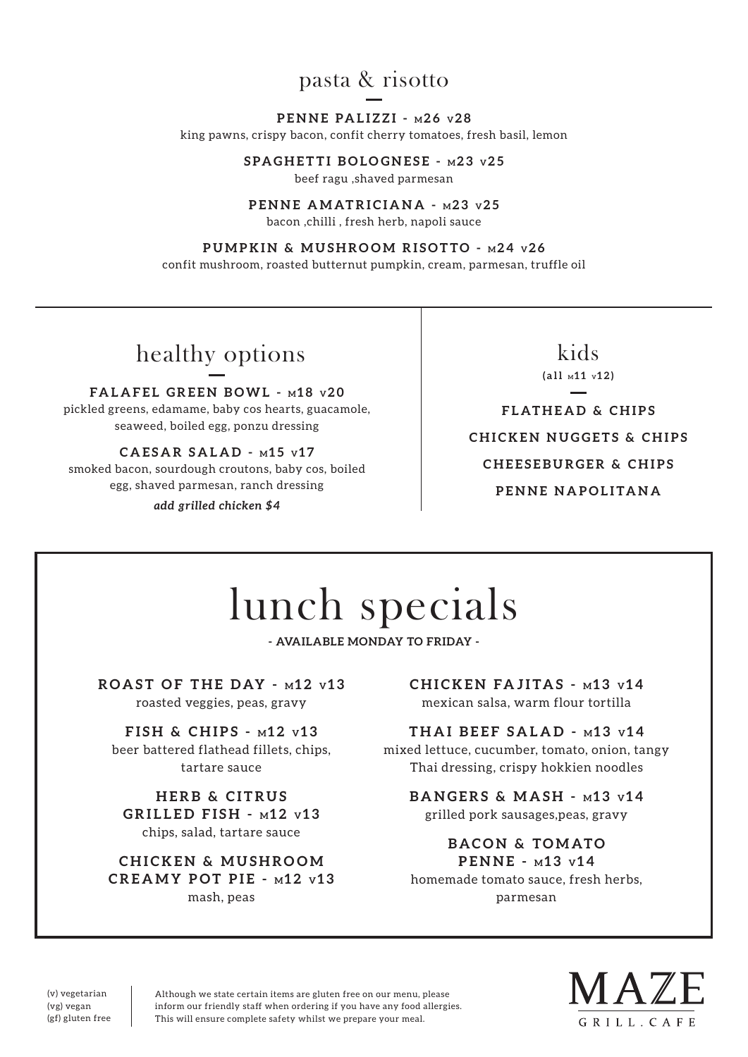## pasta & risotto

**PENNE PALIZZI - M26 V28**
king pawns, crispy bacon, confit cherry tomatoes, fresh basil, lemon

**SPAGHETTI BOLOGNESE - M23 V25**
beef ragu ,shaved parmesan

**PENNE AMATRICIANA - M23 V25**
bacon ,chilli , fresh herb, napoli sauce

**PUMPKIN & MUSHROOM RISOTTO - M24 V26**
confit mushroom, roasted butternut pumpkin, cream, parmesan, truffle oil

## healthy options

**FALAFEL GREEN BOWL - M18 V20**
pickled greens, edamame, baby cos hearts, guacamole, seaweed, boiled egg, ponzu dressing

**CAESAR SALAD - M15 V17**
smoked bacon, sourdough croutons, baby cos, boiled egg, shaved parmesan, ranch dressing

***add grilled chicken $4***

## kids

**(all M11 V12)**

**FLATHEAD & CHIPS**

**CHICKEN NUGGETS & CHIPS**

**CHEESEBURGER & CHIPS**

**PENNE NAPOLITANA**

# lunch specials

**- AVAILABLE MONDAY TO FRIDAY -**

**ROAST OF THE DAY - M12 V13**
roasted veggies, peas, gravy

**FISH & CHIPS - M12 V13**
beer battered flathead fillets, chips, tartare sauce

**HERB & CITRUS GRILLED FISH - M12 V13**
chips, salad, tartare sauce

**CHICKEN & MUSHROOM CREAMY POT PIE - M12 V13**
mash, peas

**CHICKEN FAJITAS - M13 V14**
mexican salsa, warm flour tortilla

**THAI BEEF SALAD - M13 V14**
mixed lettuce, cucumber, tomato, onion, tangy Thai dressing, crispy hokkien noodles

**BANGERS & MASH - M13 V14**
grilled pork sausages,peas, gravy

**BACON & TOMATO PENNE - M13 V14**
homemade tomato sauce, fresh herbs, parmesan

(v) vegetarian
(vg) vegan
(gf) gluten free

Although we state certain items are gluten free on our menu, please inform our friendly staff when ordering if you have any food allergies. This will ensure complete safety whilst we prepare your meal.

MAZE
GRILL.CAFE